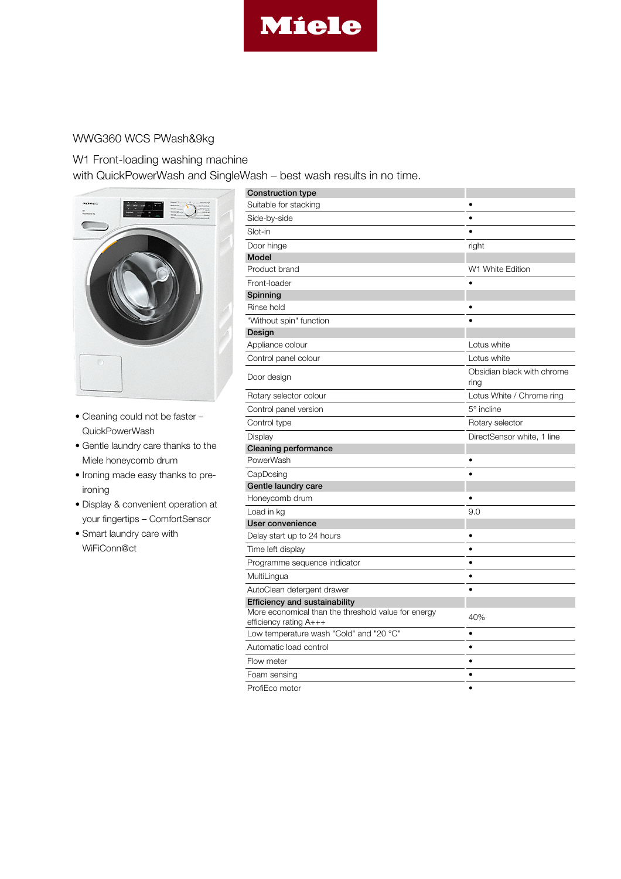Miele

WWG360 WCS PWash&9kg

W1 Front-loading washing machine
with QuickPowerWash and SingleWash – best wash results in no time.

- Cleaning could not be faster – QuickPowerWash
- Gentle laundry care thanks to the Miele honeycomb drum
- Ironing made easy thanks to pre-ironing
- Display & convenient operation at your fingertips – ComfortSensor
- Smart laundry care with WiFiConn@ct

| **Construction type** | |
|---|---|
| Suitable for stacking | • |
| Side-by-side | • |
| Slot-in | • |
| Door hinge | right |
| **Model** | |
| Product brand | W1 White Edition |
| Front-loader | • |
| **Spinning** | |
| Rinse hold | • |
| "Without spin" function | • |
| **Design** | |
| Appliance colour | Lotus white |
| Control panel colour | Lotus white |
| Door design | Obsidian black with chrome ring |
| Rotary selector colour | Lotus White / Chrome ring |
| Control panel version | 5° incline |
| Control type | Rotary selector |
| Display | DirectSensor white, 1 line |
| **Cleaning performance** | |
| PowerWash | • |
| CapDosing | • |
| **Gentle laundry care** | |
| Honeycomb drum | • |
| Load in kg | 9.0 |
| **User convenience** | |
| Delay start up to 24 hours | • |
| Time left display | • |
| Programme sequence indicator | • |
| MultiLingua | • |
| AutoClean detergent drawer | • |
| **Efficiency and sustainability** | |
| More economical than the threshold value for energy efficiency rating A+++ | 40% |
| Low temperature wash "Cold" and "20 °C" | • |
| Automatic load control | • |
| Flow meter | • |
| Foam sensing | • |
| ProfiEco motor | • |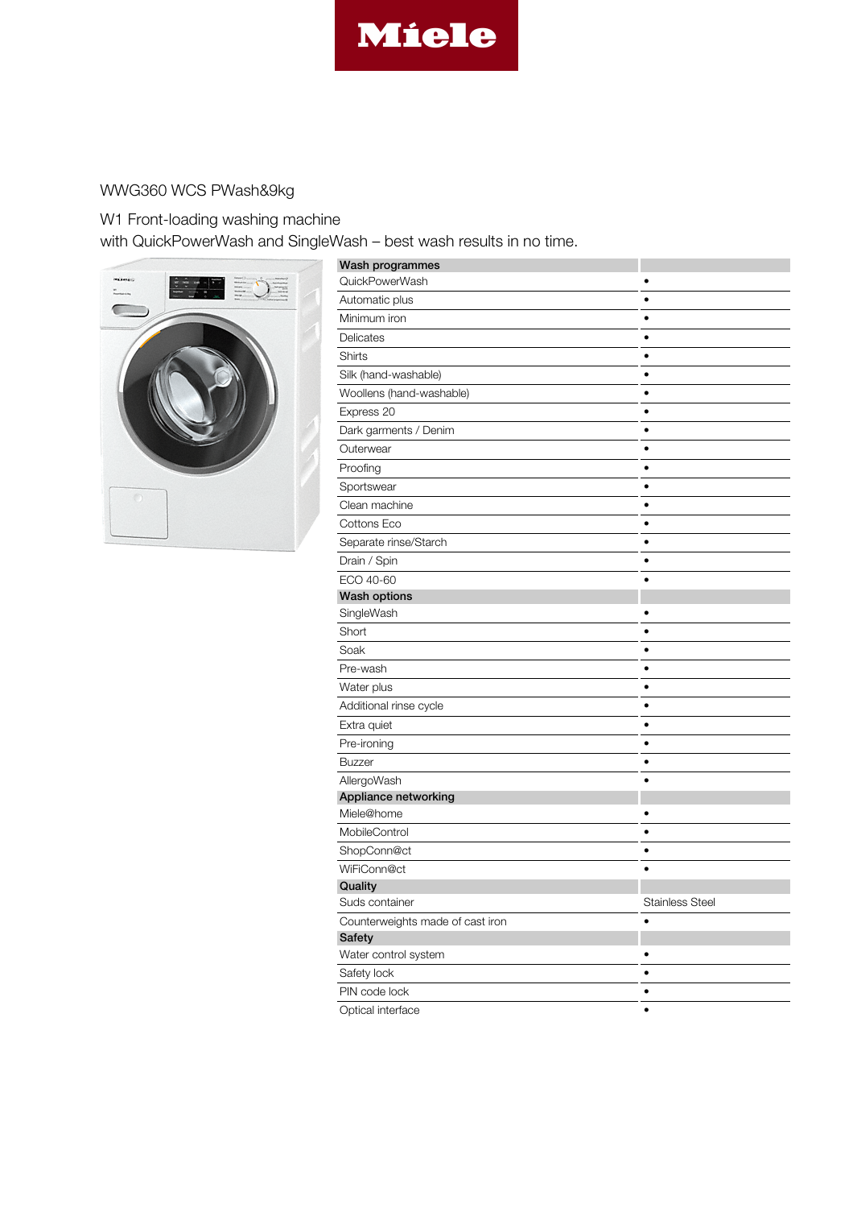WWG360 WCS PWash&9kg

W1 Front-loading washing machine
with QuickPowerWash and SingleWash – best wash results in no time.

| **Wash programmes** | |
|---|---|
| QuickPowerWash | • |
| Automatic plus | • |
| Minimum iron | • |
| Delicates | • |
| Shirts | • |
| Silk (hand-washable) | • |
| Woollens (hand-washable) | • |
| Express 20 | • |
| Dark garments / Denim | • |
| Outerwear | • |
| Proofing | • |
| Sportswear | • |
| Clean machine | • |
| Cottons Eco | • |
| Separate rinse/Starch | • |
| Drain / Spin | • |
| ECO 40-60 | • |
| **Wash options** | |
| SingleWash | • |
| Short | • |
| Soak | • |
| Pre-wash | • |
| Water plus | • |
| Additional rinse cycle | • |
| Extra quiet | • |
| Pre-ironing | • |
| Buzzer | • |
| AllergoWash | • |
| **Appliance networking** | |
| Miele@home | • |
| MobileControl | • |
| ShopConn@ct | • |
| WiFiConn@ct | • |
| **Quality** | |
| Suds container | Stainless Steel |
| Counterweights made of cast iron | • |
| **Safety** | |
| Water control system | • |
| Safety lock | • |
| PIN code lock | • |
| Optical interface | • |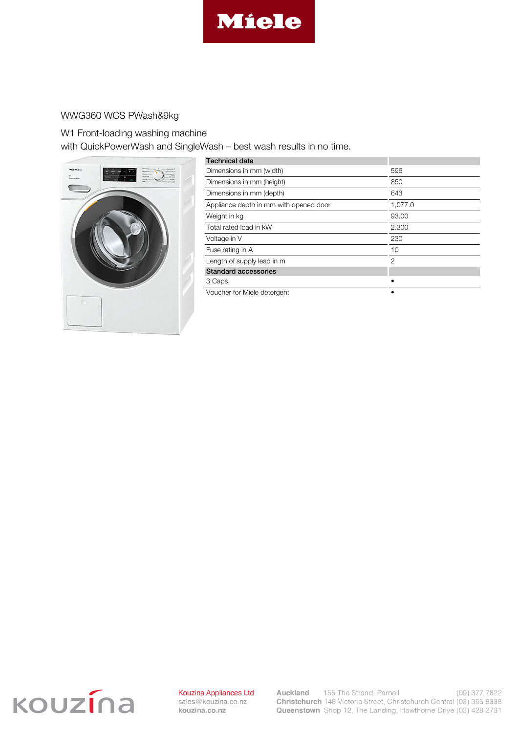Miele

WWG360 WCS PWash&9kg

W1 Front-loading washing machine
with QuickPowerWash and SingleWash – best wash results in no time.

| Technical data | |
| --- | --- |
| Dimensions in mm (width) | 596 |
| Dimensions in mm (height) | 850 |
| Dimensions in mm (depth) | 643 |
| Appliance depth in mm with opened door | 1,077.0 |
| Weight in kg | 93.00 |
| Total rated load in kW | 2.300 |
| Voltage in V | 230 |
| Fuse rating in A | 10 |
| Length of supply lead in m | 2 |
| **Standard accessories** | |
| 3 Caps | • |
| Voucher for Miele detergent | • |

kouzina

Kouzina Appliances Ltd
sales@kouzina.co.nz
kouzina.co.nz

**Auckland** 155 The Strand, Parnell (09) 377 7822
**Christchurch** 148 Victoria Street, Christchurch Central (03) 365 8338
**Queenstown** Shop 12, The Landing, Hawthorne Drive (03) 428 2731